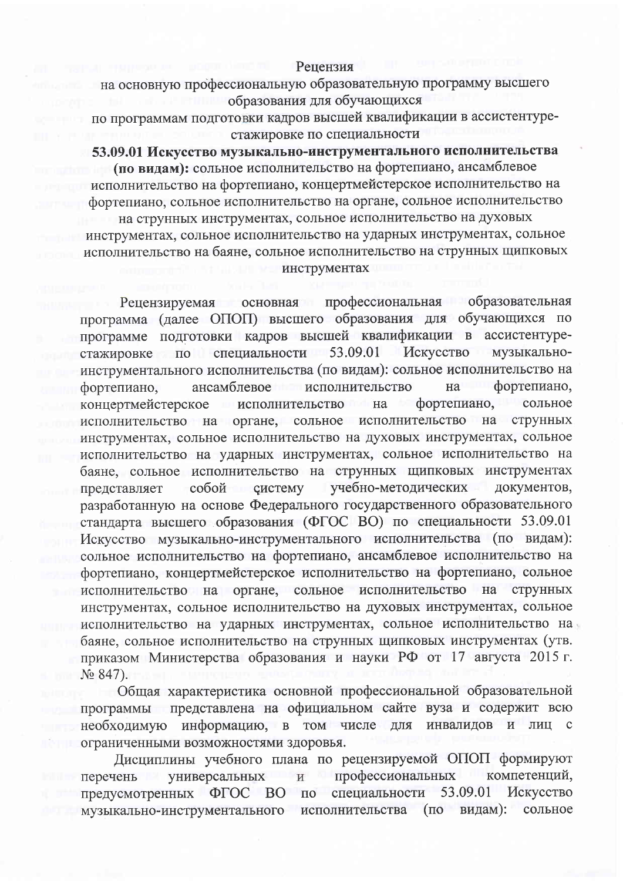# Рецензия

на основную профессиональную образовательную программу высшего образования для обучающихся по программам подготовки кадров высшей квалификации в ассистентуре-стажировке по специальности

**53.09.01 Искусство музыкально-инструментального исполнительства (по видам):** сольное исполнительство на фортепиано, ансамблевое исполнительство на фортепиано, концертмейстерское исполнительство на фортепиано, сольное исполнительство на органе, сольное исполнительство на струнных инструментах, сольное исполнительство на духовых инструментах, сольное исполнительство на ударных инструментах, сольное исполнительство на баяне, сольное исполнительство на струнных щипковых инструментах

Рецензируемая основная профессиональная образовательная программа (далее ОПОП) высшего образования для обучающихся по программе подготовки кадров высшей квалификации в ассистентуре-стажировке по специальности 53.09.01 Искусство музыкально-инструментального исполнительства (по видам): сольное исполнительство на фортепиано, ансамблевое исполнительство на фортепиано, концертмейстерское исполнительство на фортепиано, сольное исполнительство на органе, сольное исполнительство на струнных инструментах, сольное исполнительство на духовых инструментах, сольное исполнительство на ударных инструментах, сольное исполнительство на баяне, сольное исполнительство на струнных щипковых инструментах представляет собой систему учебно-методических документов, разработанную на основе Федерального государственного образовательного стандарта высшего образования (ФГОС ВО) по специальности 53.09.01 Искусство музыкально-инструментального исполнительства (по видам): сольное исполнительство на фортепиано, ансамблевое исполнительство на фортепиано, концертмейстерское исполнительство на фортепиано, сольное исполнительство на органе, сольное исполнительство на струнных инструментах, сольное исполнительство на духовых инструментах, сольное исполнительство на ударных инструментах, сольное исполнительство на баяне, сольное исполнительство на струнных щипковых инструментах (утв. приказом Министерства образования и науки РФ от 17 августа 2015 г. № 847).

Общая характеристика основной профессиональной образовательной программы представлена на официальном сайте вуза и содержит всю необходимую информацию, в том числе для инвалидов и лиц с ограниченными возможностями здоровья.

Дисциплины учебного плана по рецензируемой ОПОП формируют перечень универсальных и профессиональных компетенций, предусмотренных ФГОС ВО по специальности 53.09.01 Искусство музыкально-инструментального исполнительства (по видам): сольное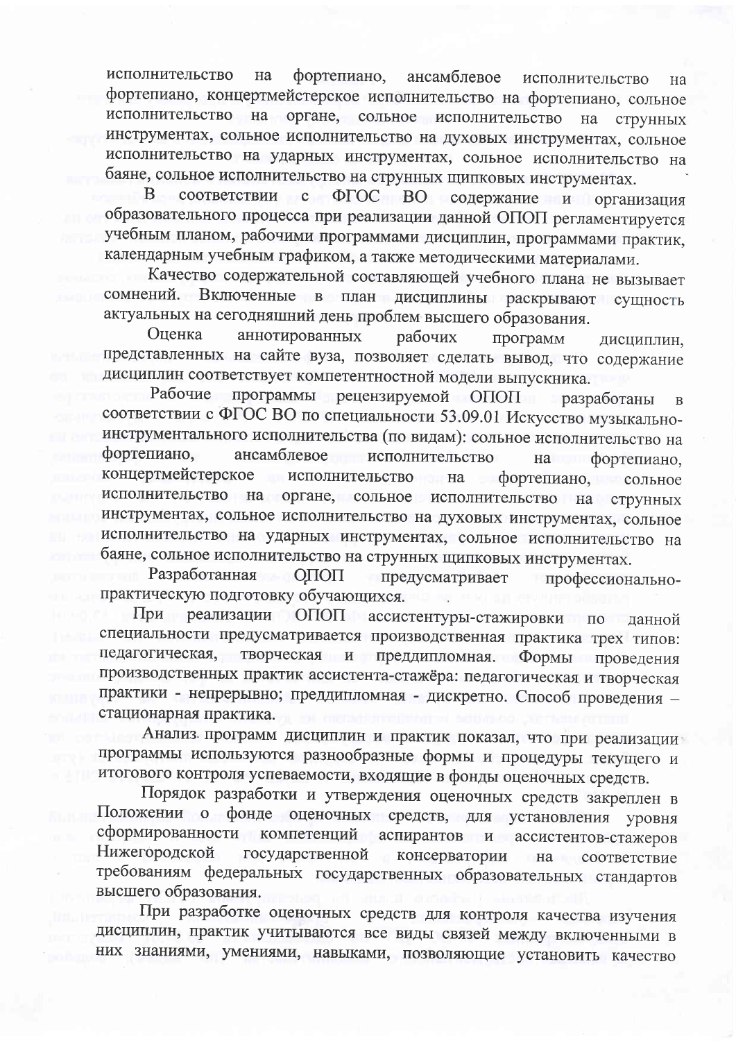исполнительство на фортепиано, ансамблевое исполнительство на фортепиано, концертмейстерское исполнительство на фортепиано, сольное исполнительство на органе, сольное исполнительство на струнных инструментах, сольное исполнительство на духовых инструментах, сольное исполнительство на ударных инструментах, сольное исполнительство на баяне, сольное исполнительство на струнных щипковых инструментах.

В соответствии с ФГОС ВО содержание и организация образовательного процесса при реализации данной ОПОП регламентируется учебным планом, рабочими программами дисциплин, программами практик, календарным учебным графиком, а также методическими материалами.

Качество содержательной составляющей учебного плана не вызывает сомнений. Включенные в план дисциплины раскрывают сущность актуальных на сегодняшний день проблем высшего образования.

Оценка аннотированных рабочих программ дисциплин, представленных на сайте вуза, позволяет сделать вывод, что содержание дисциплин соответствует компетентностной модели выпускника.

Рабочие программы рецензируемой ОПОП разработаны в соответствии с ФГОС ВО по специальности 53.09.01 Искусство музыкально-инструментального исполнительства (по видам): сольное исполнительство на фортепиано, ансамблевое исполнительство на фортепиано, концертмейстерское исполнительство на фортепиано, сольное исполнительство на органе, сольное исполнительство на струнных инструментах, сольное исполнительство на духовых инструментах, сольное исполнительство на ударных инструментах, сольное исполнительство на баяне, сольное исполнительство на струнных щипковых инструментах.

Разработанная ОПОП предусматривает профессионально-практическую подготовку обучающихся.

При реализации ОПОП ассистентуры-стажировки по данной специальности предусматривается производственная практика трех типов: педагогическая, творческая и преддипломная. Формы проведения производственных практик ассистента-стажёра: педагогическая и творческая практики - непрерывно; преддипломная - дискретно. Способ проведения – стационарная практика.

Анализ программ дисциплин и практик показал, что при реализации программы используются разнообразные формы и процедуры текущего и итогового контроля успеваемости, входящие в фонды оценочных средств.

Порядок разработки и утверждения оценочных средств закреплен в Положении о фонде оценочных средств, для установления уровня сформированности компетенций аспирантов и ассистентов-стажеров Нижегородской государственной консерватории на соответствие требованиям федеральных государственных образовательных стандартов высшего образования.

При разработке оценочных средств для контроля качества изучения дисциплин, практик учитываются все виды связей между включенными в них знаниями, умениями, навыками, позволяющие установить качество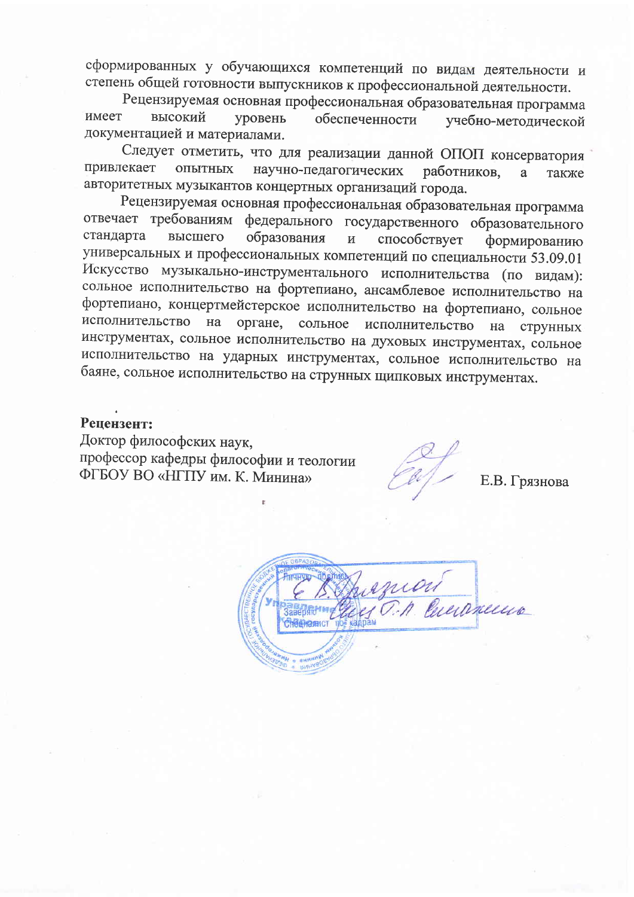сформированных у обучающихся компетенций по видам деятельности и степень общей готовности выпускников к профессиональной деятельности.

Рецензируемая основная профессиональная образовательная программа имеет высокий уровень обеспеченности учебно-методической документацией и материалами.

Следует отметить, что для реализации данной ОПОП консерватория привлекает опытных научно-педагогических работников, а также авторитетных музыкантов концертных организаций города.

Рецензируемая основная профессиональная образовательная программа отвечает требованиям федерального государственного образовательного стандарта высшего образования и способствует формированию универсальных и профессиональных компетенций по специальности 53.09.01 Искусство музыкально-инструментального исполнительства (по видам): сольное исполнительство на фортепиано, ансамблевое исполнительство на фортепиано, концертмейстерское исполнительство на фортепиано, сольное исполнительство на органе, сольное исполнительство на струнных инструментах, сольное исполнительство на духовых инструментах, сольное исполнительство на ударных инструментах, сольное исполнительство на баяне, сольное исполнительство на струнных щипковых инструментах.

**Рецензент:**
Доктор философских наук,
профессор кафедры философии и теологии
ФГБОУ ВО «НГПУ им. К. Минина» Е.В. Грязнова

Личную подпись
Заверяю
Специалист по кадрам